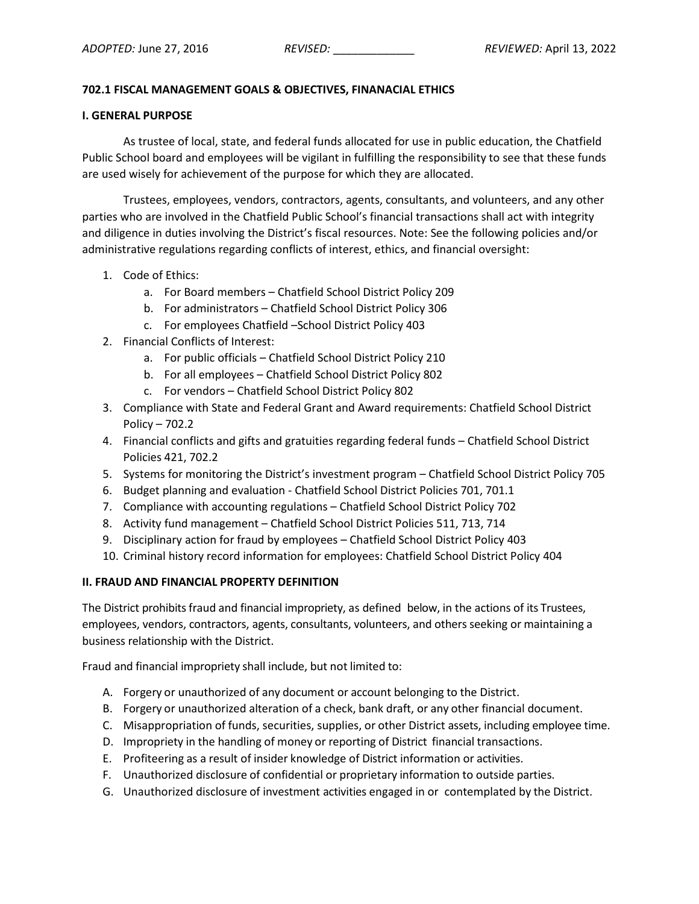*ADOPTED:* June 27, 2016 *REVISED:* _____________ *REVIEWED:* April 13, 2022

**702.1 FISCAL MANAGEMENT GOALS & OBJECTIVES, FINANACIAL ETHICS**

**I. GENERAL PURPOSE**

As trustee of local, state, and federal funds allocated for use in public education, the Chatfield Public School board and employees will be vigilant in fulfilling the responsibility to see that these funds are used wisely for achievement of the purpose for which they are allocated.

Trustees, employees, vendors, contractors, agents, consultants, and volunteers, and any other parties who are involved in the Chatfield Public School's financial transactions shall act with integrity and diligence in duties involving the District's fiscal resources. Note: See the following policies and/or administrative regulations regarding conflicts of interest, ethics, and financial oversight:

1. Code of Ethics:
   a. For Board members – Chatfield School District Policy 209
   b. For administrators – Chatfield School District Policy 306
   c. For employees Chatfield –School District Policy 403
2. Financial Conflicts of Interest:
   a. For public officials – Chatfield School District Policy 210
   b. For all employees – Chatfield School District Policy 802
   c. For vendors – Chatfield School District Policy 802
3. Compliance with State and Federal Grant and Award requirements: Chatfield School District Policy – 702.2
4. Financial conflicts and gifts and gratuities regarding federal funds – Chatfield School District Policies 421, 702.2
5. Systems for monitoring the District's investment program – Chatfield School District Policy 705
6. Budget planning and evaluation - Chatfield School District Policies 701, 701.1
7. Compliance with accounting regulations – Chatfield School District Policy 702
8. Activity fund management – Chatfield School District Policies 511, 713, 714
9. Disciplinary action for fraud by employees – Chatfield School District Policy 403
10. Criminal history record information for employees: Chatfield School District Policy 404

**II. FRAUD AND FINANCIAL PROPERTY DEFINITION**

The District prohibits fraud and financial impropriety, as defined below, in the actions of its Trustees, employees, vendors, contractors, agents, consultants, volunteers, and others seeking or maintaining a business relationship with the District.

Fraud and financial impropriety shall include, but not limited to:

A. Forgery or unauthorized of any document or account belonging to the District.
B. Forgery or unauthorized alteration of a check, bank draft, or any other financial document.
C. Misappropriation of funds, securities, supplies, or other District assets, including employee time.
D. Impropriety in the handling of money or reporting of District financial transactions.
E. Profiteering as a result of insider knowledge of District information or activities.
F. Unauthorized disclosure of confidential or proprietary information to outside parties.
G. Unauthorized disclosure of investment activities engaged in or contemplated by the District.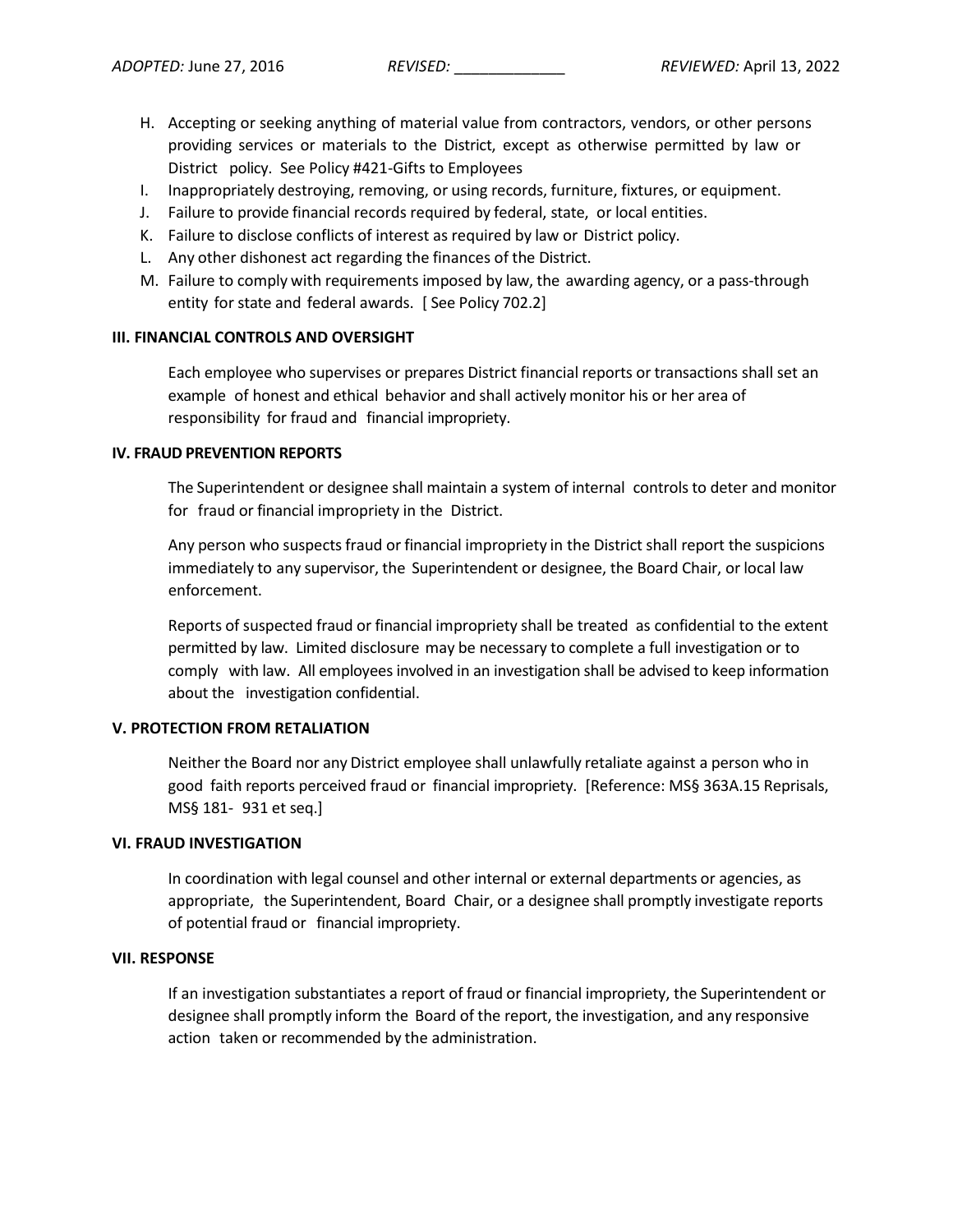H. Accepting or seeking anything of material value from contractors, vendors, or other persons providing services or materials to the District, except as otherwise permitted by law or District policy. See Policy #421-Gifts to Employees
I. Inappropriately destroying, removing, or using records, furniture, fixtures, or equipment.
J. Failure to provide financial records required by federal, state, or local entities.
K. Failure to disclose conflicts of interest as required by law or District policy.
L. Any other dishonest act regarding the finances of the District.
M. Failure to comply with requirements imposed by law, the awarding agency, or a pass-through entity for state and federal awards. [ See Policy 702.2]

**III. FINANCIAL CONTROLS AND OVERSIGHT**

Each employee who supervises or prepares District financial reports or transactions shall set an example of honest and ethical behavior and shall actively monitor his or her area of responsibility for fraud and financial impropriety.

**IV. FRAUD PREVENTION REPORTS**

The Superintendent or designee shall maintain a system of internal controls to deter and monitor for fraud or financial impropriety in the District.

Any person who suspects fraud or financial impropriety in the District shall report the suspicions immediately to any supervisor, the Superintendent or designee, the Board Chair, or local law enforcement.

Reports of suspected fraud or financial impropriety shall be treated as confidential to the extent permitted by law. Limited disclosure may be necessary to complete a full investigation or to comply with law. All employees involved in an investigation shall be advised to keep information about the investigation confidential.

**V. PROTECTION FROM RETALIATION**

Neither the Board nor any District employee shall unlawfully retaliate against a person who in good faith reports perceived fraud or financial impropriety. [Reference: MS§ 363A.15 Reprisals, MS§ 181- 931 et seq.]

**VI. FRAUD INVESTIGATION**

In coordination with legal counsel and other internal or external departments or agencies, as appropriate, the Superintendent, Board Chair, or a designee shall promptly investigate reports of potential fraud or financial impropriety.

**VII. RESPONSE**

If an investigation substantiates a report of fraud or financial impropriety, the Superintendent or designee shall promptly inform the Board of the report, the investigation, and any responsive action taken or recommended by the administration.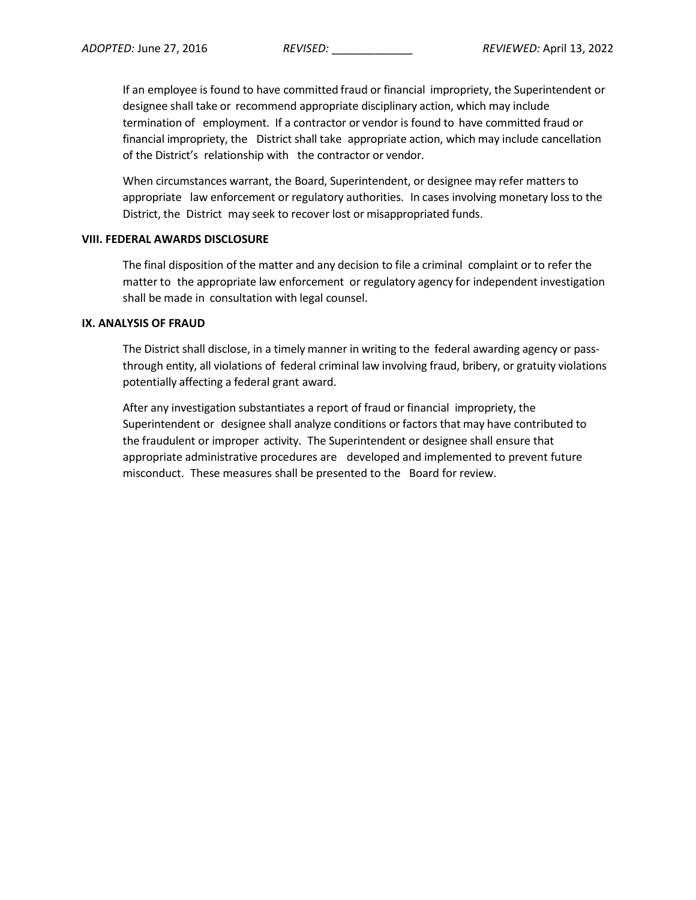If an employee is found to have committed fraud or financial impropriety, the Superintendent or designee shall take or recommend appropriate disciplinary action, which may include termination of employment. If a contractor or vendor is found to have committed fraud or financial impropriety, the District shall take appropriate action, which may include cancellation of the District's relationship with the contractor or vendor.

When circumstances warrant, the Board, Superintendent, or designee may refer matters to appropriate law enforcement or regulatory authorities. In cases involving monetary loss to the District, the District may seek to recover lost or misappropriated funds.

## VIII. FEDERAL AWARDS DISCLOSURE

The final disposition of the matter and any decision to file a criminal complaint or to refer the matter to the appropriate law enforcement or regulatory agency for independent investigation shall be made in consultation with legal counsel.

## IX. ANALYSIS OF FRAUD

The District shall disclose, in a timely manner in writing to the federal awarding agency or pass-through entity, all violations of federal criminal law involving fraud, bribery, or gratuity violations potentially affecting a federal grant award.

After any investigation substantiates a report of fraud or financial impropriety, the Superintendent or designee shall analyze conditions or factors that may have contributed to the fraudulent or improper activity. The Superintendent or designee shall ensure that appropriate administrative procedures are developed and implemented to prevent future misconduct. These measures shall be presented to the Board for review.